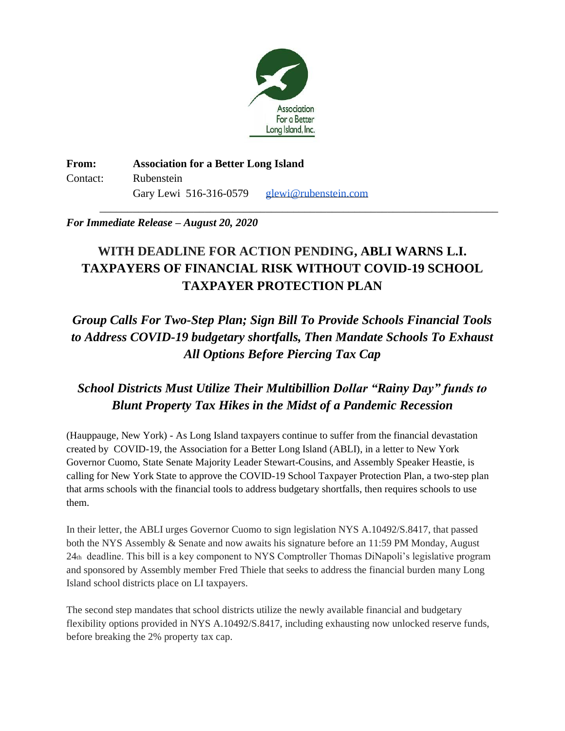Association For a Better Long Island, Inc.

**From:** **Association for a Better Long Island**
Contact: Rubenstein
Gary Lewi 516-316-0579 glewi@rubenstein.com

***For Immediate Release – August 20, 2020***

# WITH DEADLINE FOR ACTION PENDING, ABLI WARNS L.I. TAXPAYERS OF FINANCIAL RISK WITHOUT COVID-19 SCHOOL TAXPAYER PROTECTION PLAN

## *Group Calls For Two-Step Plan; Sign Bill To Provide Schools Financial Tools to Address COVID-19 budgetary shortfalls, Then Mandate Schools To Exhaust All Options Before Piercing Tax Cap*

## *School Districts Must Utilize Their Multibillion Dollar "Rainy Day" funds to Blunt Property Tax Hikes in the Midst of a Pandemic Recession*

(Hauppauge, New York) - As Long Island taxpayers continue to suffer from the financial devastation created by COVID-19, the Association for a Better Long Island (ABLI), in a letter to New York Governor Cuomo, State Senate Majority Leader Stewart-Cousins, and Assembly Speaker Heastie, is calling for New York State to approve the COVID-19 School Taxpayer Protection Plan, a two-step plan that arms schools with the financial tools to address budgetary shortfalls, then requires schools to use them.

In their letter, the ABLI urges Governor Cuomo to sign legislation NYS A.10492/S.8417, that passed both the NYS Assembly & Senate and now awaits his signature before an 11:59 PM Monday, August 24th deadline. This bill is a key component to NYS Comptroller Thomas DiNapoli's legislative program and sponsored by Assembly member Fred Thiele that seeks to address the financial burden many Long Island school districts place on LI taxpayers.

The second step mandates that school districts utilize the newly available financial and budgetary flexibility options provided in NYS A.10492/S.8417, including exhausting now unlocked reserve funds, before breaking the 2% property tax cap.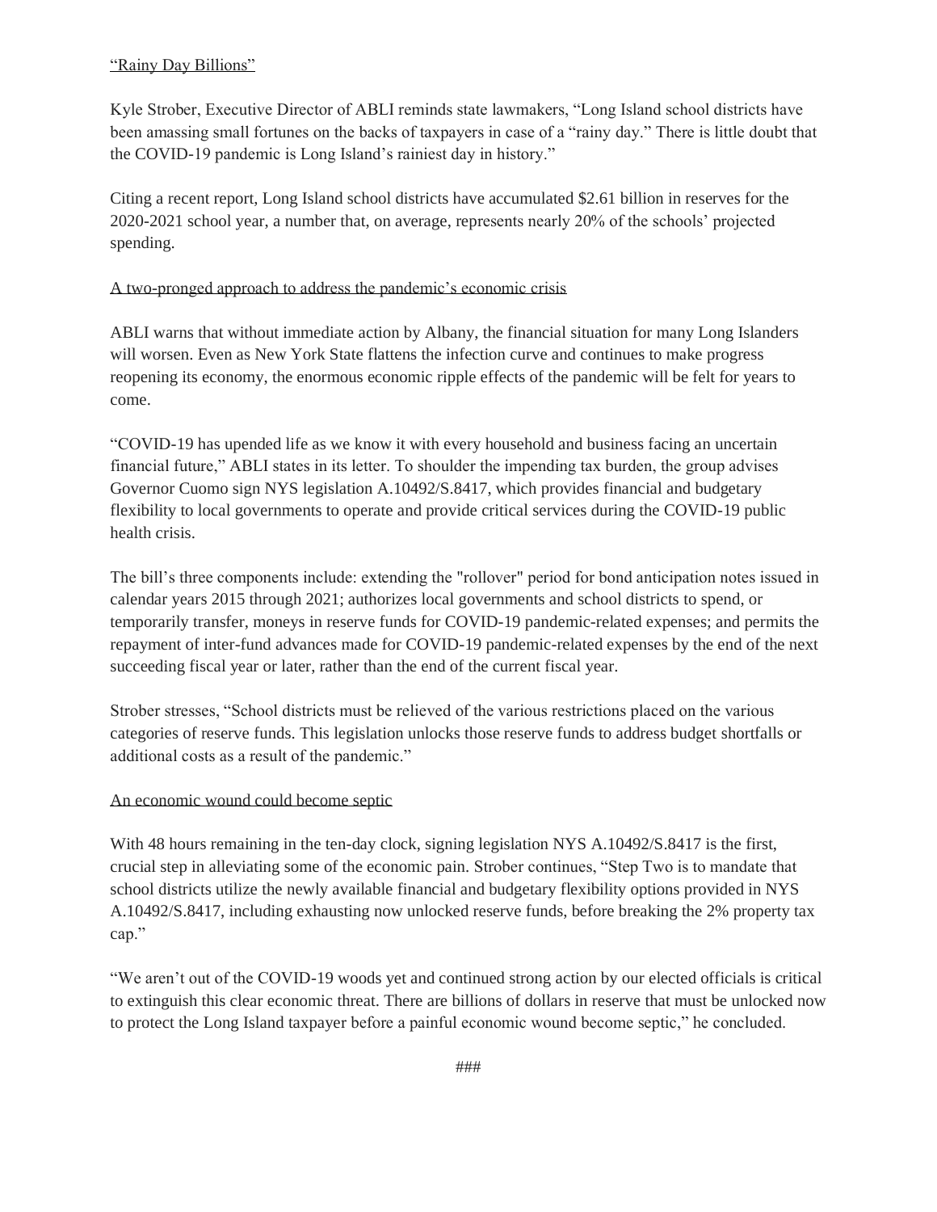## "Rainy Day Billions"

Kyle Strober, Executive Director of ABLI reminds state lawmakers, "Long Island school districts have been amassing small fortunes on the backs of taxpayers in case of a "rainy day." There is little doubt that the COVID-19 pandemic is Long Island's rainiest day in history."

Citing a recent report, Long Island school districts have accumulated $2.61 billion in reserves for the 2020-2021 school year, a number that, on average, represents nearly 20% of the schools' projected spending.

## A two-pronged approach to address the pandemic's economic crisis

ABLI warns that without immediate action by Albany, the financial situation for many Long Islanders will worsen. Even as New York State flattens the infection curve and continues to make progress reopening its economy, the enormous economic ripple effects of the pandemic will be felt for years to come.

"COVID-19 has upended life as we know it with every household and business facing an uncertain financial future," ABLI states in its letter. To shoulder the impending tax burden, the group advises Governor Cuomo sign NYS legislation A.10492/S.8417, which provides financial and budgetary flexibility to local governments to operate and provide critical services during the COVID-19 public health crisis.

The bill's three components include: extending the "rollover" period for bond anticipation notes issued in calendar years 2015 through 2021; authorizes local governments and school districts to spend, or temporarily transfer, moneys in reserve funds for COVID-19 pandemic-related expenses; and permits the repayment of inter-fund advances made for COVID-19 pandemic-related expenses by the end of the next succeeding fiscal year or later, rather than the end of the current fiscal year.

Strober stresses, "School districts must be relieved of the various restrictions placed on the various categories of reserve funds. This legislation unlocks those reserve funds to address budget shortfalls or additional costs as a result of the pandemic."

## An economic wound could become septic

With 48 hours remaining in the ten-day clock, signing legislation NYS A.10492/S.8417 is the first, crucial step in alleviating some of the economic pain. Strober continues, "Step Two is to mandate that school districts utilize the newly available financial and budgetary flexibility options provided in NYS A.10492/S.8417, including exhausting now unlocked reserve funds, before breaking the 2% property tax cap."

"We aren't out of the COVID-19 woods yet and continued strong action by our elected officials is critical to extinguish this clear economic threat. There are billions of dollars in reserve that must be unlocked now to protect the Long Island taxpayer before a painful economic wound become septic," he concluded.

###